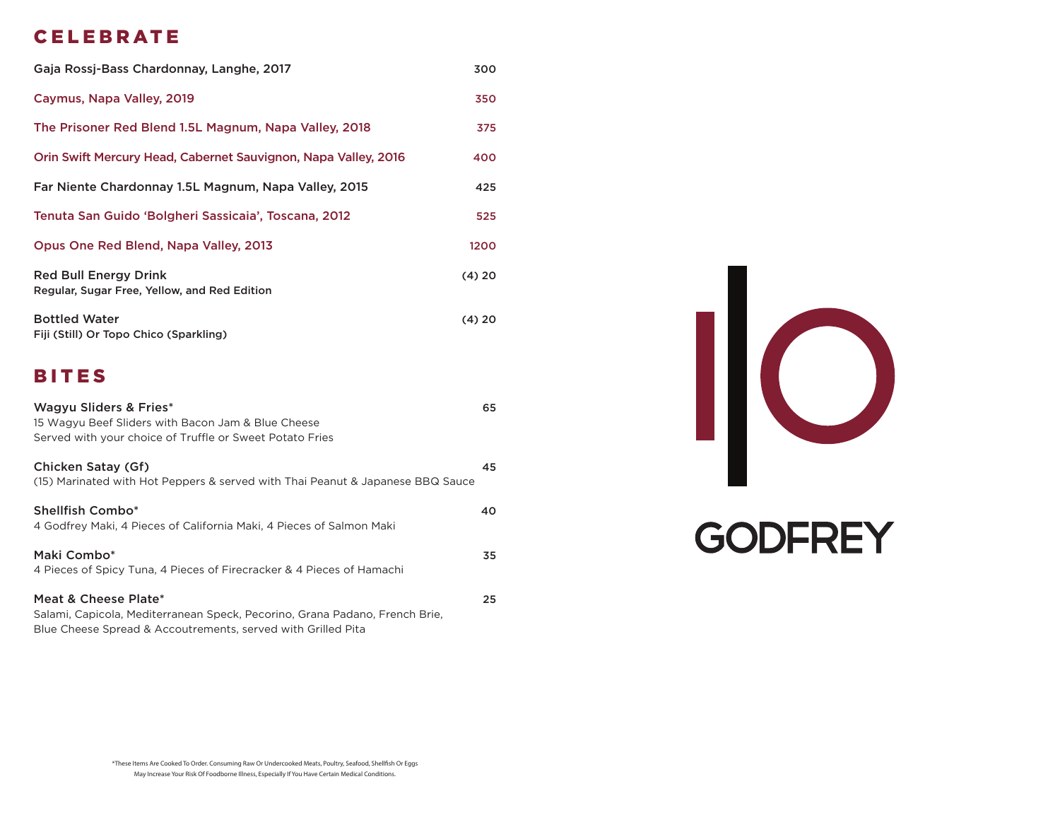## CELEBRATE

Gaja Rossj-Bass Chardonnay, Langhe, 2017 — 300

Caymus, Napa Valley, 2019 — 350

The Prisoner Red Blend 1.5L Magnum, Napa Valley, 2018 — 375

Orin Swift Mercury Head, Cabernet Sauvignon, Napa Valley, 2016 — 400

Far Niente Chardonnay 1.5L Magnum, Napa Valley, 2015 — 425

Tenuta San Guido 'Bolgheri Sassicaia', Toscana, 2012 — 525

Opus One Red Blend, Napa Valley, 2013 — 1200

Red Bull Energy Drink — (4) 20
Regular, Sugar Free, Yellow, and Red Edition

Bottled Water — (4) 20
Fiji (Still) Or Topo Chico (Sparkling)

## BITES

Wagyu Sliders & Fries* — 65
15 Wagyu Beef Sliders with Bacon Jam & Blue Cheese
Served with your choice of Truffle or Sweet Potato Fries

Chicken Satay (Gf) — 45
(15) Marinated with Hot Peppers & served with Thai Peanut & Japanese BBQ Sauce

Shellfish Combo* — 40
4 Godfrey Maki, 4 Pieces of California Maki, 4 Pieces of Salmon Maki

Maki Combo* — 35
4 Pieces of Spicy Tuna, 4 Pieces of Firecracker & 4 Pieces of Hamachi

Meat & Cheese Plate* — 25
Salami, Capicola, Mediterranean Speck, Pecorino, Grana Padano, French Brie,
Blue Cheese Spread & Accoutrements, served with Grilled Pita

GODFREY

*These Items Are Cooked To Order. Consuming Raw Or Undercooked Meats, Poultry, Seafood, Shellfish Or Eggs May Increase Your Risk Of Foodborne Illness, Especially If You Have Certain Medical Conditions.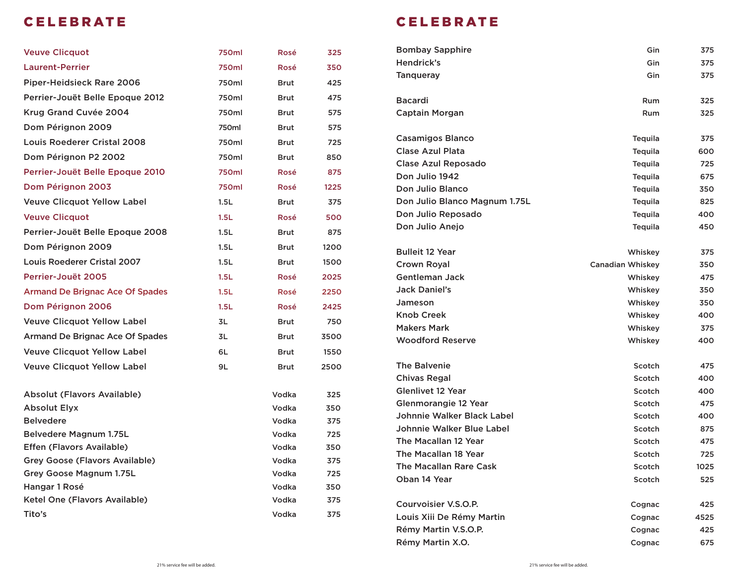# CELEBRATE

| | | | |
|---|---|---|---|
| Veuve Clicquot | 750ml | Rosé | 325 |
| Laurent-Perrier | 750ml | Rosé | 350 |
| Piper-Heidsieck Rare 2006 | 750ml | Brut | 425 |
| Perrier-Jouët Belle Epoque 2012 | 750ml | Brut | 475 |
| Krug Grand Cuvée 2004 | 750ml | Brut | 575 |
| Dom Pérignon 2009 | 750ml | Brut | 575 |
| Louis Roederer Cristal 2008 | 750ml | Brut | 725 |
| Dom Pérignon P2 2002 | 750ml | Brut | 850 |
| Perrier-Jouët Belle Epoque 2010 | 750ml | Rosé | 875 |
| Dom Pérignon 2003 | 750ml | Rosé | 1225 |
| Veuve Clicquot Yellow Label | 1.5L | Brut | 375 |
| Veuve Clicquot | 1.5L | Rosé | 500 |
| Perrier-Jouët Belle Epoque 2008 | 1.5L | Brut | 875 |
| Dom Pérignon 2009 | 1.5L | Brut | 1200 |
| Louis Roederer Cristal 2007 | 1.5L | Brut | 1500 |
| Perrier-Jouët 2005 | 1.5L | Rosé | 2025 |
| Armand De Brignac Ace Of Spades | 1.5L | Rosé | 2250 |
| Dom Pérignon 2006 | 1.5L | Rosé | 2425 |
| Veuve Clicquot Yellow Label | 3L | Brut | 750 |
| Armand De Brignac Ace Of Spades | 3L | Brut | 3500 |
| Veuve Clicquot Yellow Label | 6L | Brut | 1550 |
| Veuve Clicquot Yellow Label | 9L | Brut | 2500 |

| | | |
|---|---|---|
| Absolut (Flavors Available) | Vodka | 325 |
| Absolut Elyx | Vodka | 350 |
| Belvedere | Vodka | 375 |
| Belvedere Magnum 1.75L | Vodka | 725 |
| Effen (Flavors Available) | Vodka | 350 |
| Grey Goose (Flavors Available) | Vodka | 375 |
| Grey Goose Magnum 1.75L | Vodka | 725 |
| Hangar 1 Rosé | Vodka | 350 |
| Ketel One (Flavors Available) | Vodka | 375 |
| Tito's | Vodka | 375 |

21% service fee will be added.

# CELEBRATE

| | | |
|---|---|---|
| Bombay Sapphire | Gin | 375 |
| Hendrick's | Gin | 375 |
| Tanqueray | Gin | 375 |
| Bacardi | Rum | 325 |
| Captain Morgan | Rum | 325 |
| Casamigos Blanco | Tequila | 375 |
| Clase Azul Plata | Tequila | 600 |
| Clase Azul Reposado | Tequila | 725 |
| Don Julio 1942 | Tequila | 675 |
| Don Julio Blanco | Tequila | 350 |
| Don Julio Blanco Magnum 1.75L | Tequila | 825 |
| Don Julio Reposado | Tequila | 400 |
| Don Julio Anejo | Tequila | 450 |
| Bulleit 12 Year | Whiskey | 375 |
| Crown Royal | Canadian Whiskey | 350 |
| Gentleman Jack | Whiskey | 475 |
| Jack Daniel's | Whiskey | 350 |
| Jameson | Whiskey | 350 |
| Knob Creek | Whiskey | 400 |
| Makers Mark | Whiskey | 375 |
| Woodford Reserve | Whiskey | 400 |
| The Balvenie | Scotch | 475 |
| Chivas Regal | Scotch | 400 |
| Glenlivet 12 Year | Scotch | 400 |
| Glenmorangie 12 Year | Scotch | 475 |
| Johnnie Walker Black Label | Scotch | 400 |
| Johnnie Walker Blue Label | Scotch | 875 |
| The Macallan 12 Year | Scotch | 475 |
| The Macallan 18 Year | Scotch | 725 |
| The Macallan Rare Cask | Scotch | 1025 |
| Oban 14 Year | Scotch | 525 |
| Courvoisier V.S.O.P. | Cognac | 425 |
| Louis Xiii De Rémy Martin | Cognac | 4525 |
| Rémy Martin V.S.O.P. | Cognac | 425 |
| Rémy Martin X.O. | Cognac | 675 |

21% service fee will be added.